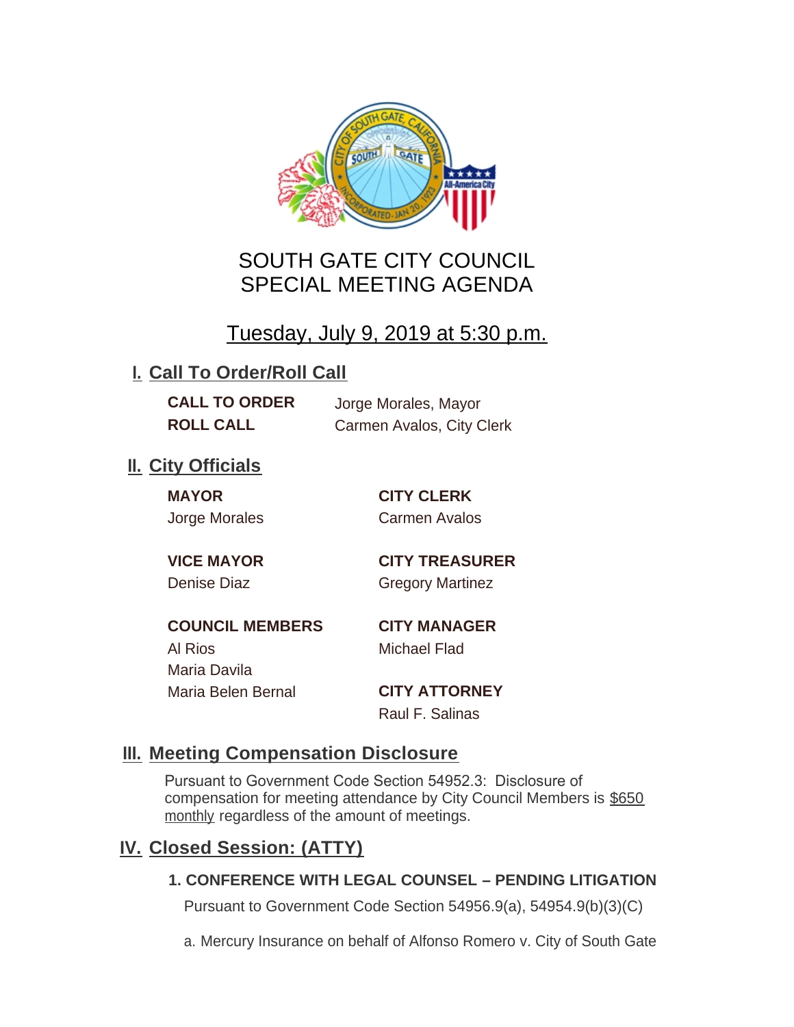# SOUTH GATE CITY COUNCIL
# SPECIAL MEETING AGENDA

**Tuesday, July 9, 2019 at 5:30 p.m.**

## I. Call To Order/Roll Call

**CALL TO ORDER** Jorge Morales, Mayor
**ROLL CALL** Carmen Avalos, City Clerk

## II. City Officials

**MAYOR**
Jorge Morales

**VICE MAYOR**
Denise Diaz

**COUNCIL MEMBERS**
Al Rios
Maria Davila
Maria Belen Bernal

**CITY CLERK**
Carmen Avalos

**CITY TREASURER**
Gregory Martinez

**CITY MANAGER**
Michael Flad

**CITY ATTORNEY**
Raul F. Salinas

## III. Meeting Compensation Disclosure

Pursuant to Government Code Section 54952.3: Disclosure of compensation for meeting attendance by City Council Members is $650 monthly regardless of the amount of meetings.

## IV. Closed Session: (ATTY)

### 1. CONFERENCE WITH LEGAL COUNSEL – PENDING LITIGATION

Pursuant to Government Code Section 54956.9(a), 54954.9(b)(3)(C)

a. Mercury Insurance on behalf of Alfonso Romero v. City of South Gate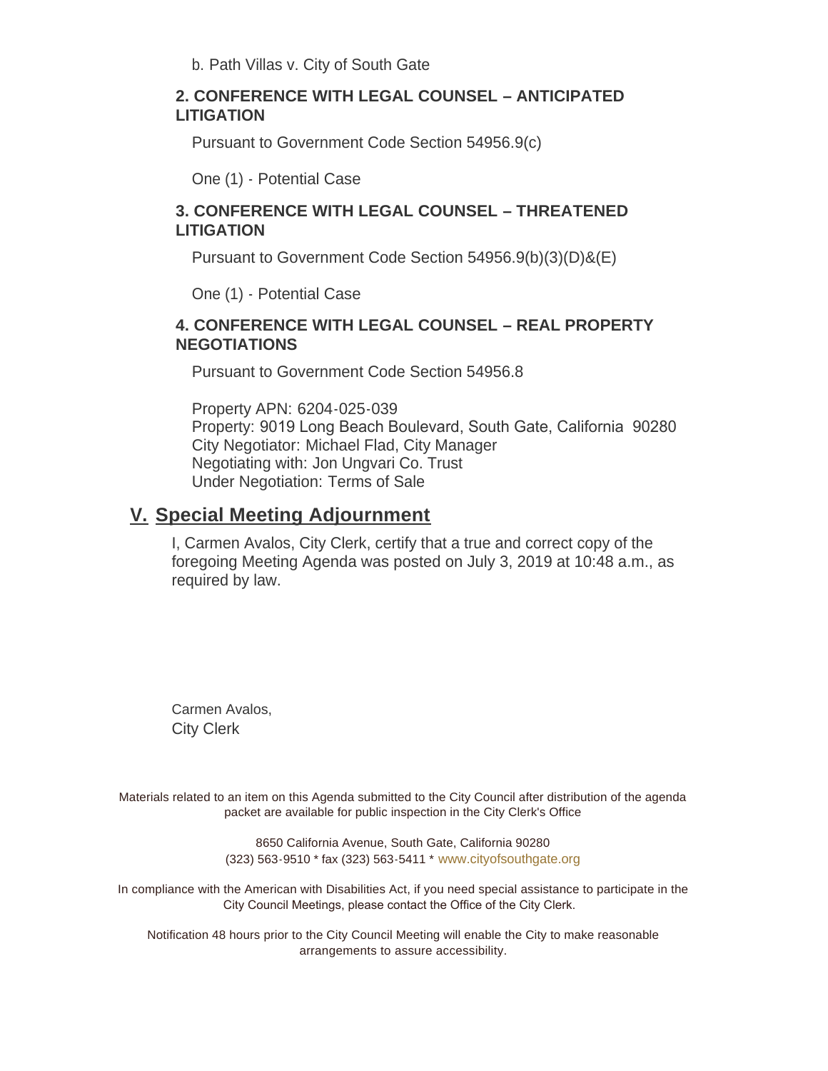b. Path Villas v. City of South Gate

### 2. CONFERENCE WITH LEGAL COUNSEL – ANTICIPATED LITIGATION

Pursuant to Government Code Section 54956.9(c)

One (1) - Potential Case

### 3. CONFERENCE WITH LEGAL COUNSEL – THREATENED LITIGATION

Pursuant to Government Code Section 54956.9(b)(3)(D)&(E)

One (1) - Potential Case

### 4. CONFERENCE WITH LEGAL COUNSEL – REAL PROPERTY NEGOTIATIONS

Pursuant to Government Code Section 54956.8

Property APN: 6204-025-039
Property: 9019 Long Beach Boulevard, South Gate, California 90280
City Negotiator: Michael Flad, City Manager
Negotiating with: Jon Ungvari Co. Trust
Under Negotiation: Terms of Sale

## V. Special Meeting Adjournment

I, Carmen Avalos, City Clerk, certify that a true and correct copy of the foregoing Meeting Agenda was posted on July 3, 2019 at 10:48 a.m., as required by law.

Carmen Avalos,
City Clerk

Materials related to an item on this Agenda submitted to the City Council after distribution of the agenda packet are available for public inspection in the City Clerk's Office

8650 California Avenue, South Gate, California 90280
(323) 563-9510 * fax (323) 563-5411 * www.cityofsouthgate.org

In compliance with the American with Disabilities Act, if you need special assistance to participate in the City Council Meetings, please contact the Office of the City Clerk.

Notification 48 hours prior to the City Council Meeting will enable the City to make reasonable arrangements to assure accessibility.